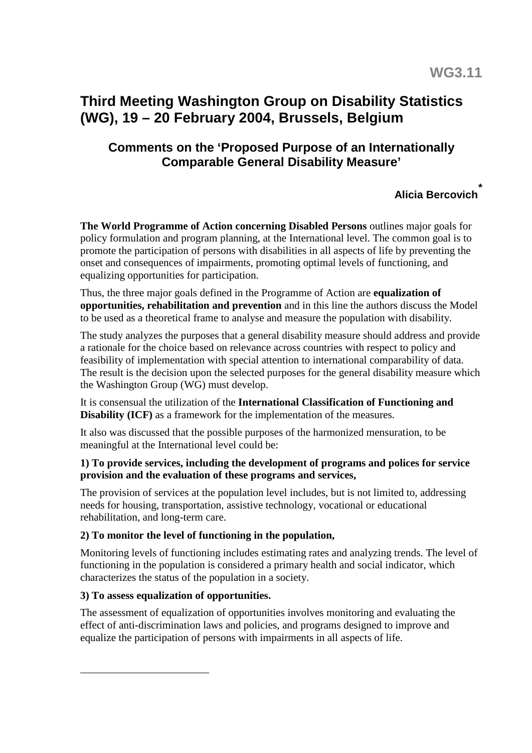WG3.11

# Third Meeting Washington Group on Disability Statistics (WG), 19 – 20 February 2004, Brussels, Belgium

## Comments on the 'Proposed Purpose of an Internationally Comparable General Disability Measure'

**Alicia Bercovich***

**The World Programme of Action concerning Disabled Persons** outlines major goals for policy formulation and program planning, at the International level. The common goal is to promote the participation of persons with disabilities in all aspects of life by preventing the onset and consequences of impairments, promoting optimal levels of functioning, and equalizing opportunities for participation.

Thus, the three major goals defined in the Programme of Action are **equalization of opportunities, rehabilitation and prevention** and in this line the authors discuss the Model to be used as a theoretical frame to analyse and measure the population with disability.

The study analyzes the purposes that a general disability measure should address and provide a rationale for the choice based on relevance across countries with respect to policy and feasibility of implementation with special attention to international comparability of data. The result is the decision upon the selected purposes for the general disability measure which the Washington Group (WG) must develop.

It is consensual the utilization of the **International Classification of Functioning and Disability (ICF)** as a framework for the implementation of the measures.

It also was discussed that the possible purposes of the harmonized mensuration, to be meaningful at the International level could be:

**1) To provide services, including the development of programs and polices for service provision and the evaluation of these programs and services,**

The provision of services at the population level includes, but is not limited to, addressing needs for housing, transportation, assistive technology, vocational or educational rehabilitation, and long-term care.

**2) To monitor the level of functioning in the population,**

Monitoring levels of functioning includes estimating rates and analyzing trends. The level of functioning in the population is considered a primary health and social indicator, which characterizes the status of the population in a society.

**3) To assess equalization of opportunities.**

The assessment of equalization of opportunities involves monitoring and evaluating the effect of anti-discrimination laws and policies, and programs designed to improve and equalize the participation of persons with impairments in all aspects of life.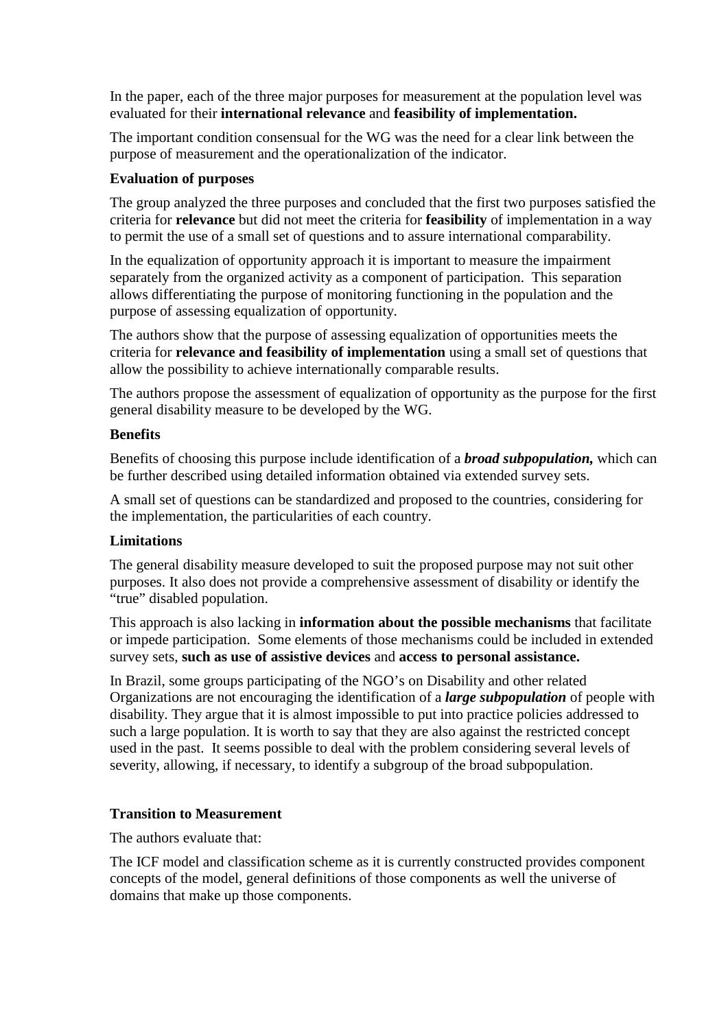In the paper, each of the three major purposes for measurement at the population level was evaluated for their **international relevance** and **feasibility of implementation.**

The important condition consensual for the WG was the need for a clear link between the purpose of measurement and the operationalization of the indicator.

**Evaluation of purposes**

The group analyzed the three purposes and concluded that the first two purposes satisfied the criteria for **relevance** but did not meet the criteria for **feasibility** of implementation in a way to permit the use of a small set of questions and to assure international comparability.

In the equalization of opportunity approach it is important to measure the impairment separately from the organized activity as a component of participation. This separation allows differentiating the purpose of monitoring functioning in the population and the purpose of assessing equalization of opportunity.

The authors show that the purpose of assessing equalization of opportunities meets the criteria for **relevance and feasibility of implementation** using a small set of questions that allow the possibility to achieve internationally comparable results.

The authors propose the assessment of equalization of opportunity as the purpose for the first general disability measure to be developed by the WG.

**Benefits**

Benefits of choosing this purpose include identification of a ***broad subpopulation,*** which can be further described using detailed information obtained via extended survey sets.

A small set of questions can be standardized and proposed to the countries, considering for the implementation, the particularities of each country.

**Limitations**

The general disability measure developed to suit the proposed purpose may not suit other purposes. It also does not provide a comprehensive assessment of disability or identify the "true" disabled population.

This approach is also lacking in **information about the possible mechanisms** that facilitate or impede participation. Some elements of those mechanisms could be included in extended survey sets, **such as use of assistive devices** and **access to personal assistance.**

In Brazil, some groups participating of the NGO's on Disability and other related Organizations are not encouraging the identification of a ***large subpopulation*** of people with disability. They argue that it is almost impossible to put into practice policies addressed to such a large population. It is worth to say that they are also against the restricted concept used in the past. It seems possible to deal with the problem considering several levels of severity, allowing, if necessary, to identify a subgroup of the broad subpopulation.

**Transition to Measurement**

The authors evaluate that:

The ICF model and classification scheme as it is currently constructed provides component concepts of the model, general definitions of those components as well the universe of domains that make up those components.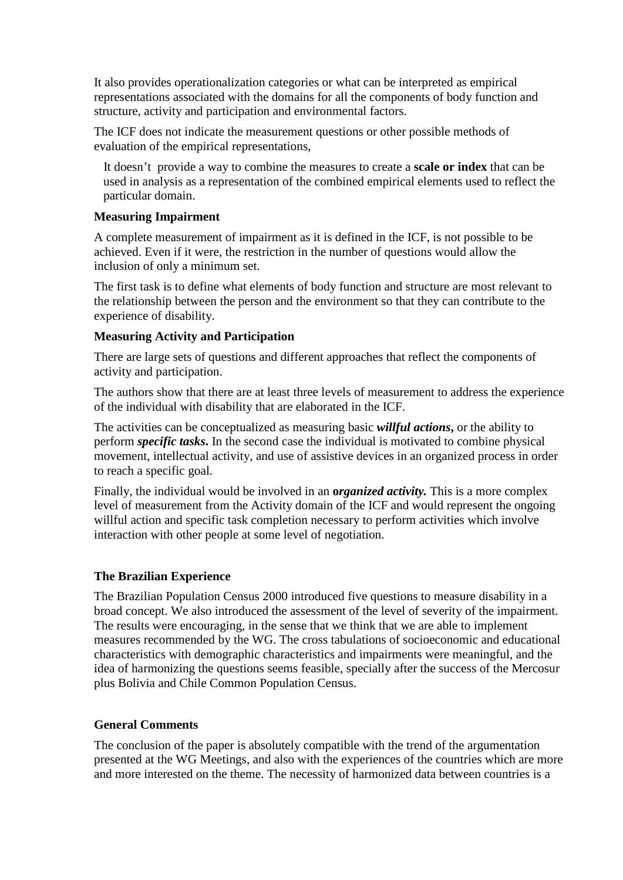It also provides operationalization categories or what can be interpreted as empirical representations associated with the domains for all the components of body function and structure, activity and participation and environmental factors.

The ICF does not indicate the measurement questions or other possible methods of evaluation of the empirical representations,

It doesn't provide a way to combine the measures to create a **scale or index** that can be used in analysis as a representation of the combined empirical elements used to reflect the particular domain.

**Measuring Impairment**

A complete measurement of impairment as it is defined in the ICF, is not possible to be achieved. Even if it were, the restriction in the number of questions would allow the inclusion of only a minimum set.

The first task is to define what elements of body function and structure are most relevant to the relationship between the person and the environment so that they can contribute to the experience of disability.

**Measuring Activity and Participation**

There are large sets of questions and different approaches that reflect the components of activity and participation.

The authors show that there are at least three levels of measurement to address the experience of the individual with disability that are elaborated in the ICF.

The activities can be conceptualized as measuring basic ***willful actions,*** or the ability to perform ***specific tasks***. In the second case the individual is motivated to combine physical movement, intellectual activity, and use of assistive devices in an organized process in order to reach a specific goal.

Finally, the individual would be involved in an ***organized activity.*** This is a more complex level of measurement from the Activity domain of the ICF and would represent the ongoing willful action and specific task completion necessary to perform activities which involve interaction with other people at some level of negotiation.

**The Brazilian Experience**

The Brazilian Population Census 2000 introduced five questions to measure disability in a broad concept. We also introduced the assessment of the level of severity of the impairment. The results were encouraging, in the sense that we think that we are able to implement measures recommended by the WG. The cross tabulations of socioeconomic and educational characteristics with demographic characteristics and impairments were meaningful, and the idea of harmonizing the questions seems feasible, specially after the success of the Mercosur plus Bolivia and Chile Common Population Census.

**General Comments**

The conclusion of the paper is absolutely compatible with the trend of the argumentation presented at the WG Meetings, and also with the experiences of the countries which are more and more interested on the theme. The necessity of harmonized data between countries is a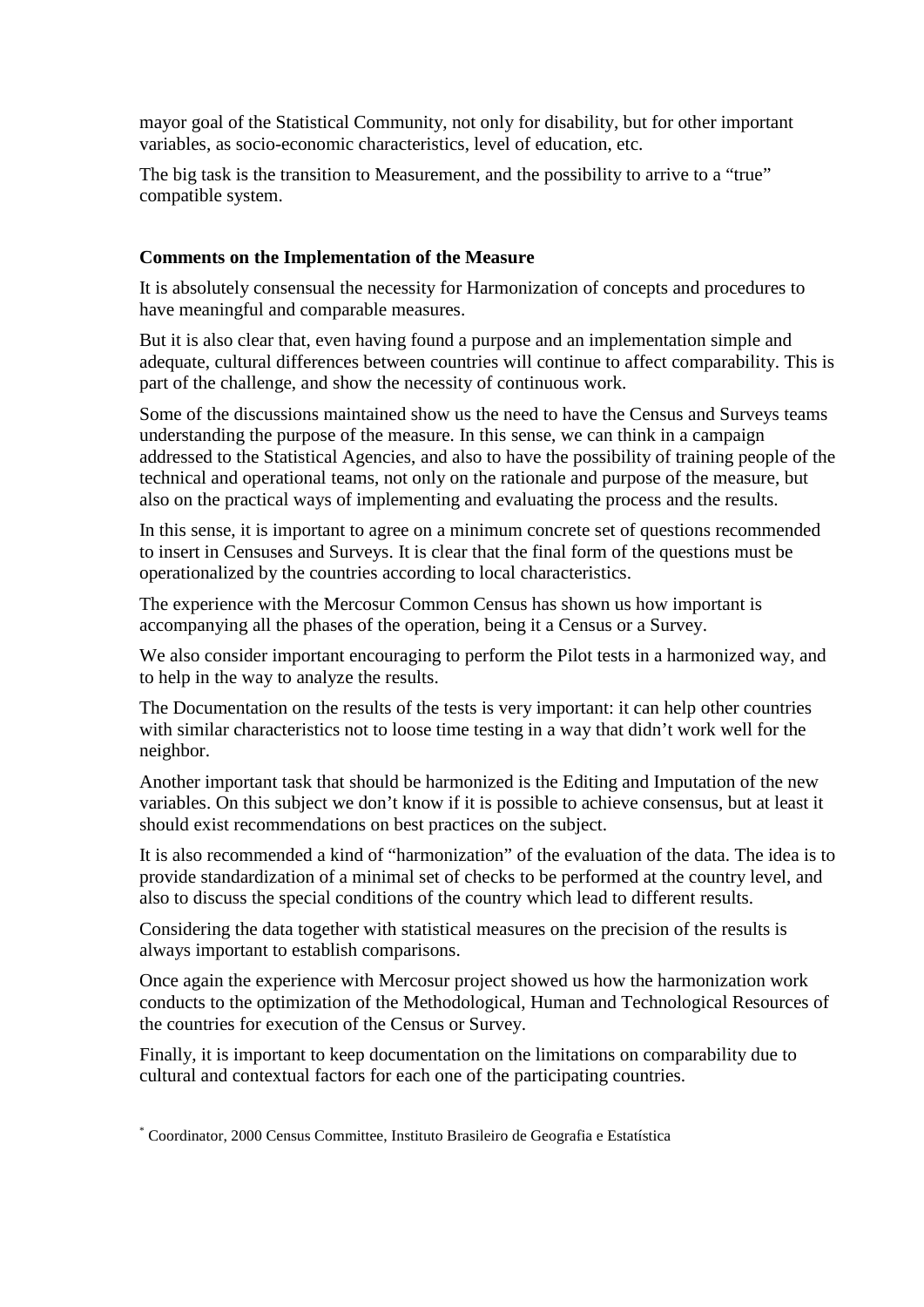mayor goal of the Statistical Community, not only for disability, but for other important variables, as socio-economic characteristics, level of education, etc.

The big task is the transition to Measurement, and the possibility to arrive to a “true” compatible system.

**Comments on the Implementation of the Measure**

It is absolutely consensual the necessity for Harmonization of concepts and procedures to have meaningful and comparable measures.

But it is also clear that, even having found a purpose and an implementation simple and adequate, cultural differences between countries will continue to affect comparability. This is part of the challenge, and show the necessity of continuous work.

Some of the discussions maintained show us the need to have the Census and Surveys teams understanding the purpose of the measure. In this sense, we can think in a campaign addressed to the Statistical Agencies, and also to have the possibility of training people of the technical and operational teams, not only on the rationale and purpose of the measure, but also on the practical ways of implementing and evaluating the process and the results.

In this sense, it is important to agree on a minimum concrete set of questions recommended to insert in Censuses and Surveys. It is clear that the final form of the questions must be operationalized by the countries according to local characteristics.

The experience with the Mercosur Common Census has shown us how important is accompanying all the phases of the operation, being it a Census or a Survey.

We also consider important encouraging to perform the Pilot tests in a harmonized way, and to help in the way to analyze the results.

The Documentation on the results of the tests is very important: it can help other countries with similar characteristics not to loose time testing in a way that didn’t work well for the neighbor.

Another important task that should be harmonized is the Editing and Imputation of the new variables. On this subject we don’t know if it is possible to achieve consensus, but at least it should exist recommendations on best practices on the subject.

It is also recommended a kind of “harmonization” of the evaluation of the data. The idea is to provide standardization of a minimal set of checks to be performed at the country level, and also to discuss the special conditions of the country which lead to different results.

Considering the data together with statistical measures on the precision of the results is always important to establish comparisons.

Once again the experience with Mercosur project showed us how the harmonization work conducts to the optimization of the Methodological, Human and Technological Resources of the countries for execution of the Census or Survey.

Finally, it is important to keep documentation on the limitations on comparability due to cultural and contextual factors for each one of the participating countries.

[*] Coordinator, 2000 Census Committee, Instituto Brasileiro de Geografia e Estatística